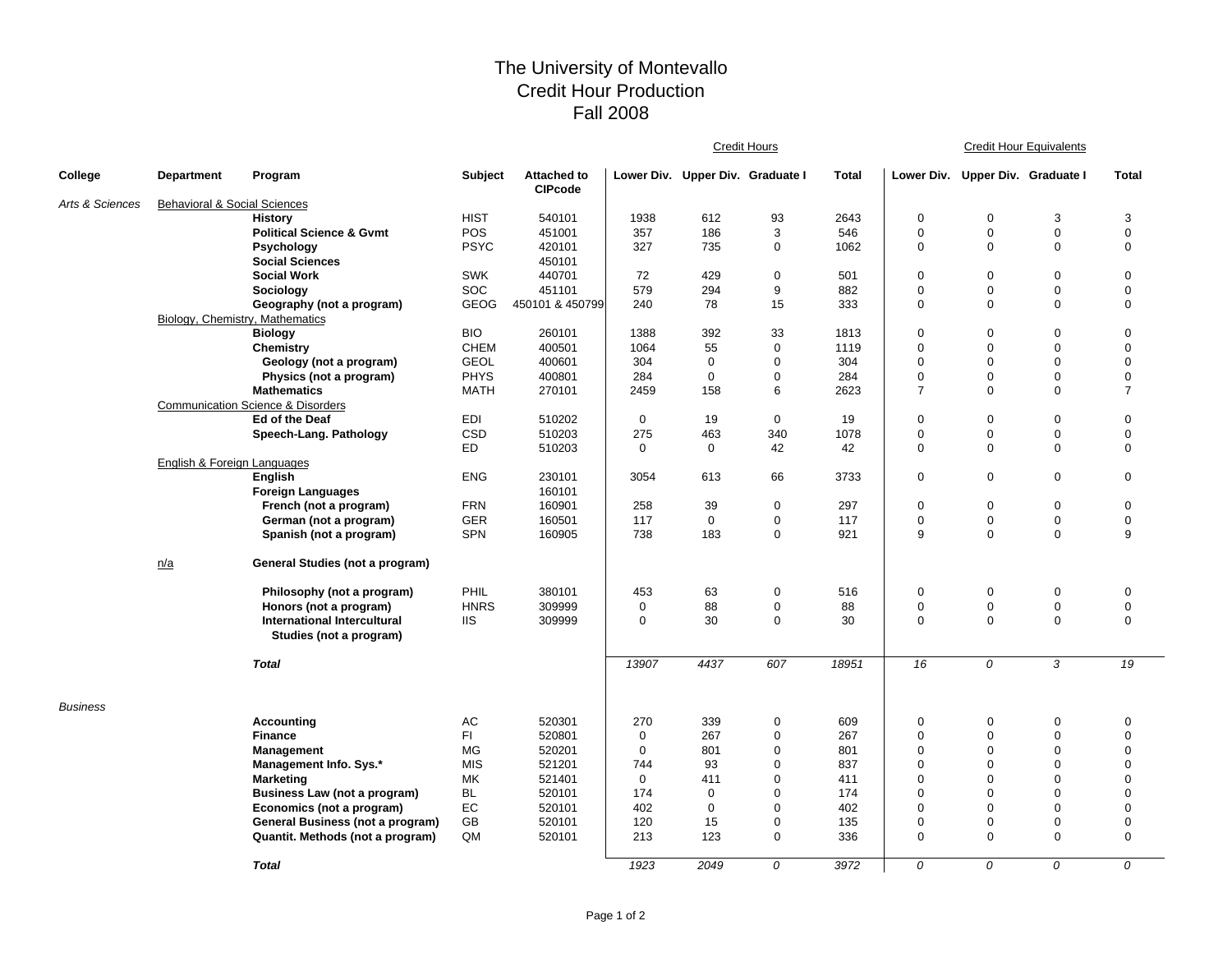# The University of Montevallo
# Credit Hour Production
# Fall 2008

| College | Department | Program | Subject | Attached to CIPcode | Credit Hours: Lower Div. | Credit Hours: Upper Div. | Credit Hours: Graduate I | Credit Hours: Total | Credit Hour Equivalents: Lower Div. | Credit Hour Equivalents: Upper Div. | Credit Hour Equivalents: Graduate I | Credit Hour Equivalents: Total |
|---|---|---|---|---|---|---|---|---|---|---|---|---|
| *Arts & Sciences* | Behavioral & Social Sciences | | | | | | | | | | | |
| | | **History** | HIST | 540101 | 1938 | 612 | 93 | 2643 | 0 | 0 | 3 | 3 |
| | | **Political Science & Gvmt** | POS | 451001 | 357 | 186 | 3 | 546 | 0 | 0 | 0 | 0 |
| | | **Psychology** | PSYC | 420101 | 327 | 735 | 0 | 1062 | 0 | 0 | 0 | 0 |
| | | **Social Sciences** | | 450101 | | | | | | | | |
| | | **Social Work** | SWK | 440701 | 72 | 429 | 0 | 501 | 0 | 0 | 0 | 0 |
| | | **Sociology** | SOC | 451101 | 579 | 294 | 9 | 882 | 0 | 0 | 0 | 0 |
| | | **Geography (not a program)** | GEOG | 450101 & 450799 | 240 | 78 | 15 | 333 | 0 | 0 | 0 | 0 |
| | Biology, Chemistry, Mathematics | | | | | | | | | | | |
| | | **Biology** | BIO | 260101 | 1388 | 392 | 33 | 1813 | 0 | 0 | 0 | 0 |
| | | **Chemistry** | CHEM | 400501 | 1064 | 55 | 0 | 1119 | 0 | 0 | 0 | 0 |
| | | **Geology (not a program)** | GEOL | 400601 | 304 | 0 | 0 | 304 | 0 | 0 | 0 | 0 |
| | | **Physics (not a program)** | PHYS | 400801 | 284 | 0 | 0 | 284 | 0 | 0 | 0 | 0 |
| | | **Mathematics** | MATH | 270101 | 2459 | 158 | 6 | 2623 | 7 | 0 | 0 | 7 |
| | Communication Science & Disorders | | | | | | | | | | | |
| | | **Ed of the Deaf** | EDI | 510202 | 0 | 19 | 0 | 19 | 0 | 0 | 0 | 0 |
| | | **Speech-Lang. Pathology** | CSD | 510203 | 275 | 463 | 340 | 1078 | 0 | 0 | 0 | 0 |
| | | | ED | 510203 | 0 | 0 | 42 | 42 | 0 | 0 | 0 | 0 |
| | English & Foreign Languages | | | | | | | | | | | |
| | | **English** | ENG | 230101 | 3054 | 613 | 66 | 3733 | 0 | 0 | 0 | 0 |
| | | **Foreign Languages** | | 160101 | | | | | | | | |
| | | **French (not a program)** | FRN | 160901 | 258 | 39 | 0 | 297 | 0 | 0 | 0 | 0 |
| | | **German (not a program)** | GER | 160501 | 117 | 0 | 0 | 117 | 0 | 0 | 0 | 0 |
| | | **Spanish (not a program)** | SPN | 160905 | 738 | 183 | 0 | 921 | 9 | 0 | 0 | 9 |
| | n/a | **General Studies (not a program)** | | | | | | | | | | |
| | | **Philosophy (not a program)** | PHIL | 380101 | 453 | 63 | 0 | 516 | 0 | 0 | 0 | 0 |
| | | **Honors (not a program)** | HNRS | 309999 | 0 | 88 | 0 | 88 | 0 | 0 | 0 | 0 |
| | | **International Intercultural Studies (not a program)** | IIS | 309999 | 0 | 30 | 0 | 30 | 0 | 0 | 0 | 0 |
| | | ***Total*** | | | *13907* | *4437* | *607* | *18951* | *16* | *0* | *3* | *19* |
| *Business* | | | | | | | | | | | | |
| | | **Accounting** | AC | 520301 | 270 | 339 | 0 | 609 | 0 | 0 | 0 | 0 |
| | | **Finance** | FI | 520801 | 0 | 267 | 0 | 267 | 0 | 0 | 0 | 0 |
| | | **Management** | MG | 520201 | 0 | 801 | 0 | 801 | 0 | 0 | 0 | 0 |
| | | **Management Info. Sys.*** | MIS | 521201 | 744 | 93 | 0 | 837 | 0 | 0 | 0 | 0 |
| | | **Marketing** | MK | 521401 | 0 | 411 | 0 | 411 | 0 | 0 | 0 | 0 |
| | | **Business Law (not a program)** | BL | 520101 | 174 | 0 | 0 | 174 | 0 | 0 | 0 | 0 |
| | | **Economics (not a program)** | EC | 520101 | 402 | 0 | 0 | 402 | 0 | 0 | 0 | 0 |
| | | **General Business (not a program)** | GB | 520101 | 120 | 15 | 0 | 135 | 0 | 0 | 0 | 0 |
| | | **Quantit. Methods (not a program)** | QM | 520101 | 213 | 123 | 0 | 336 | 0 | 0 | 0 | 0 |
| | | ***Total*** | | | *1923* | *2049* | *0* | *3972* | *0* | *0* | *0* | *0* |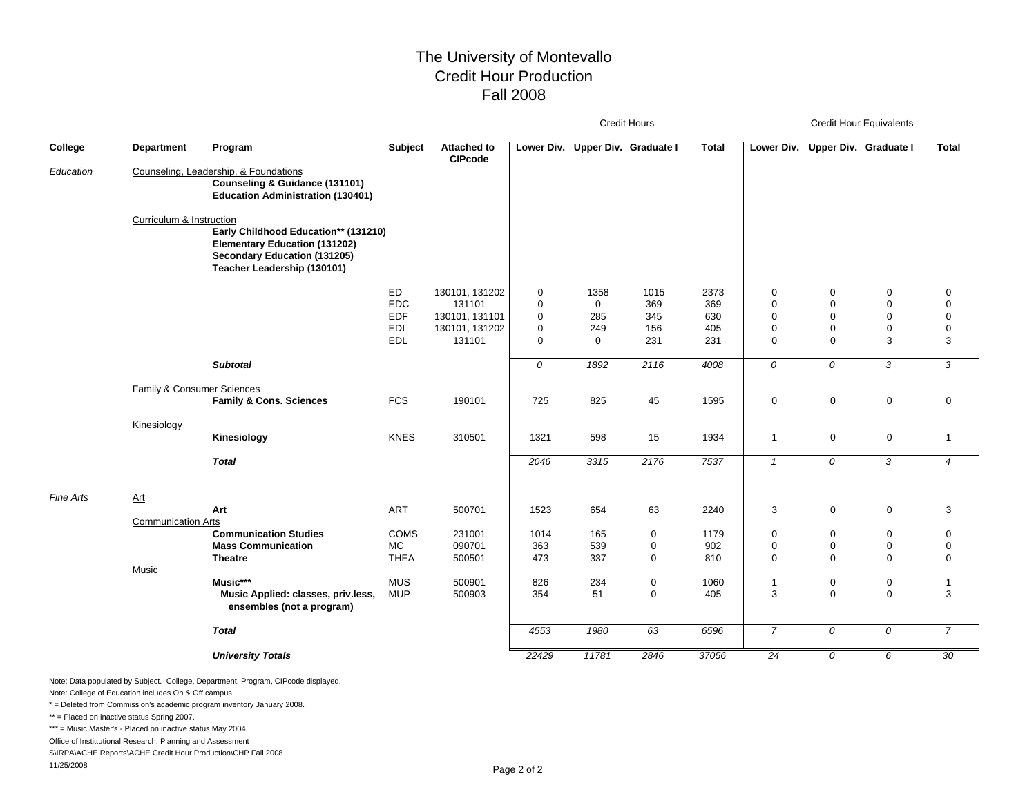# The University of Montevallo
## Credit Hour Production
## Fall 2008

| College | Department | Program | Subject | Attached to CIPcode | Credit Hours: Lower Div. | Credit Hours: Upper Div. | Credit Hours: Graduate I | Credit Hours: Total | Credit Hour Equivalents: Lower Div. | Credit Hour Equivalents: Upper Div. | Credit Hour Equivalents: Graduate I | Credit Hour Equivalents: Total |
|---|---|---|---|---|---|---|---|---|---|---|---|---|
| *Education* | Counseling, Leadership, & Foundations | | | | | | | | | | | |
| | | **Counseling & Guidance (131101)** | | | | | | | | | | |
| | | **Education Administration (130401)** | | | | | | | | | | |
| | Curriculum & Instruction | | | | | | | | | | | |
| | | **Early Childhood Education** (131210)** | | | | | | | | | | |
| | | **Elementary Education (131202)** | | | | | | | | | | |
| | | **Secondary Education (131205)** | | | | | | | | | | |
| | | **Teacher Leadership (130101)** | | | | | | | | | | |
| | | | ED | 130101, 131202 | 0 | 1358 | 1015 | 2373 | 0 | 0 | 0 | 0 |
| | | | EDC | 131101 | 0 | 0 | 369 | 369 | 0 | 0 | 0 | 0 |
| | | | EDF | 130101, 131101 | 0 | 285 | 345 | 630 | 0 | 0 | 0 | 0 |
| | | | EDI | 130101, 131202 | 0 | 249 | 156 | 405 | 0 | 0 | 0 | 0 |
| | | | EDL | 131101 | 0 | 0 | 231 | 231 | 0 | 0 | 3 | 3 |
| | | ***Subtotal*** | | | *0* | *1892* | *2116* | *4008* | *0* | *0* | *3* | *3* |
| | Family & Consumer Sciences | | | | | | | | | | | |
| | | **Family & Cons. Sciences** | FCS | 190101 | 725 | 825 | 45 | 1595 | 0 | 0 | 0 | 0 |
| | Kinesiology | | | | | | | | | | | |
| | | **Kinesiology** | KNES | 310501 | 1321 | 598 | 15 | 1934 | 1 | 0 | 0 | 1 |
| | | ***Total*** | | | *2046* | *3315* | *2176* | *7537* | *1* | *0* | *3* | *4* |
| *Fine Arts* | Art | | | | | | | | | | | |
| | | **Art** | ART | 500701 | 1523 | 654 | 63 | 2240 | 3 | 0 | 0 | 3 |
| | Communication Arts | | | | | | | | | | | |
| | | **Communication Studies** | COMS | 231001 | 1014 | 165 | 0 | 1179 | 0 | 0 | 0 | 0 |
| | | **Mass Communication** | MC | 090701 | 363 | 539 | 0 | 902 | 0 | 0 | 0 | 0 |
| | | **Theatre** | THEA | 500501 | 473 | 337 | 0 | 810 | 0 | 0 | 0 | 0 |
| | Music | | | | | | | | | | | |
| | | **Music*** ** | MUS | 500901 | 826 | 234 | 0 | 1060 | 1 | 0 | 0 | 1 |
| | | **Music Applied: classes, priv.less, ensembles (not a program)** | MUP | 500903 | 354 | 51 | 0 | 405 | 3 | 0 | 0 | 3 |
| | | ***Total*** | | | *4553* | *1980* | *63* | *6596* | *7* | *0* | *0* | *7* |
| | | ***University Totals*** | | | *22429* | *11781* | *2846* | *37056* | *24* | *0* | *6* | *30* |

Note: Data populated by Subject. College, Department, Program, CIPcode displayed.

Note: College of Education includes On & Off campus.

* = Deleted from Commission's academic program inventory January 2008.

** = Placed on inactive status Spring 2007.

*** = Music Master's - Placed on inactive status May 2004.

Office of Instittutional Research, Planning and Assessment

S\IRPA\ACHE Reports\ACHE Credit Hour Production\CHP Fall 2008

11/25/2008